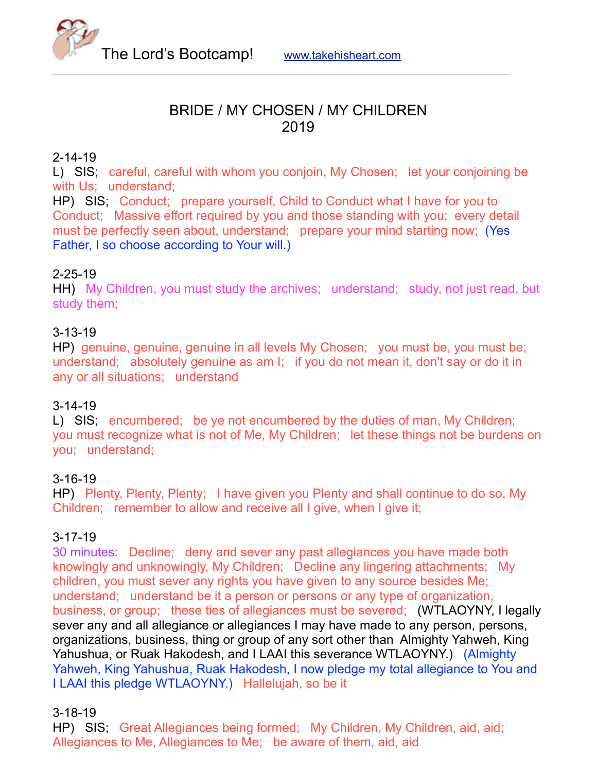The Lord's Bootcamp! www.takehisheart.com

# BRIDE / MY CHOSEN / MY CHILDREN
## 2019

2-14-19
L) SIS; careful, careful with whom you conjoin, My Chosen; let your conjoining be with Us; understand;
HP) SIS; Conduct; prepare yourself, Child to Conduct what I have for you to Conduct; Massive effort required by you and those standing with you; every detail must be perfectly seen about, understand; prepare your mind starting now; (Yes Father, I so choose according to Your will.)

2-25-19
HH) My Children, you must study the archives; understand; study, not just read, but study them;

3-13-19
HP) genuine, genuine, genuine in all levels My Chosen; you must be, you must be; understand; absolutely genuine as am I; if you do not mean it, don't say or do it in any or all situations; understand

3-14-19
L) SIS; encumbered; be ye not encumbered by the duties of man, My Children; you must recognize what is not of Me, My Children; let these things not be burdens on you; understand;

3-16-19
HP) Plenty, Plenty, Plenty; I have given you Plenty and shall continue to do so, My Children; remember to allow and receive all I give, when I give it;

3-17-19
30 minutes: Decline; deny and sever any past allegiances you have made both knowingly and unknowingly, My Children; Decline any lingering attachments; My children, you must sever any rights you have given to any source besides Me; understand; understand be it a person or persons or any type of organization, business, or group; these ties of allegiances must be severed; (WTLAOYNY, I legally sever any and all allegiance or allegiances I may have made to any person, persons, organizations, business, thing or group of any sort other than Almighty Yahweh, King Yahushua, or Ruak Hakodesh, and I LAAI this severance WTLAOYNY.) (Almighty Yahweh, King Yahushua, Ruak Hakodesh, I now pledge my total allegiance to You and I LAAI this pledge WTLAOYNY.) Hallelujah, so be it

3-18-19
HP) SIS; Great Allegiances being formed; My Children, My Children, aid, aid; Allegiances to Me, Allegiances to Me; be aware of them, aid, aid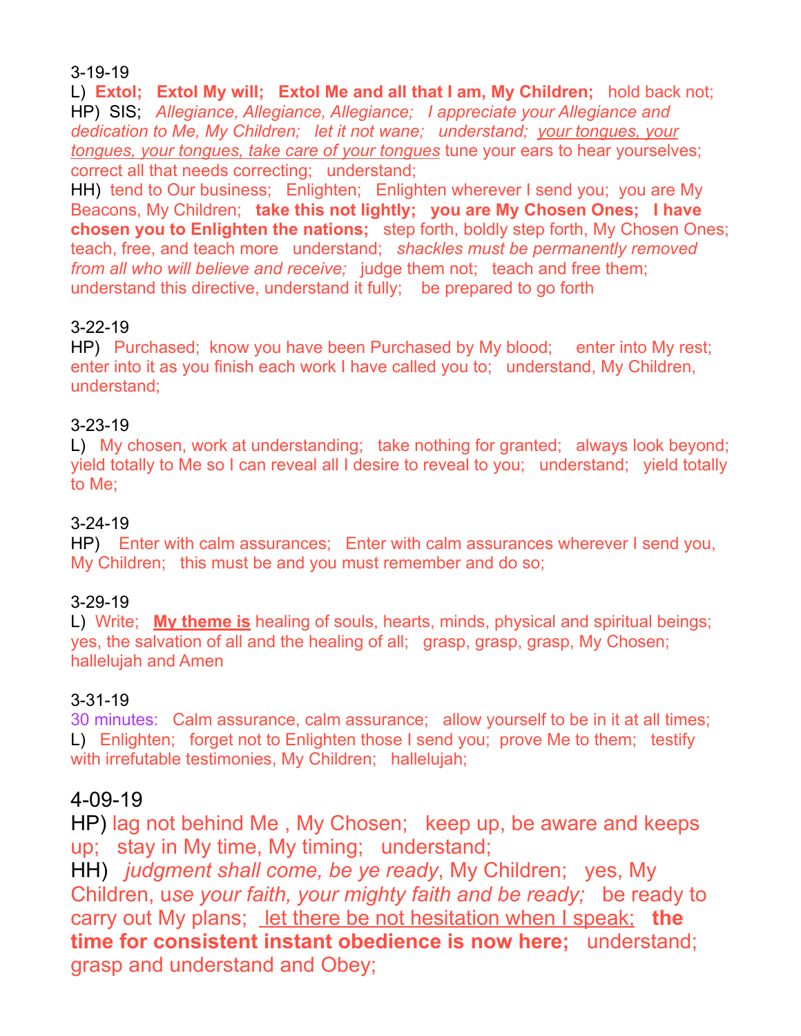3-19-19

L) **Extol; Extol My will; Extol Me and all that I am, My Children;** hold back not;

HP) SIS; *Allegiance, Allegiance, Allegiance; I appreciate your Allegiance and dedication to Me, My Children; let it not wane; understand; <u>your tongues, your tongues, your tongues, take care of your tongues</u>* tune your ears to hear yourselves; correct all that needs correcting; understand;

HH) tend to Our business; Enlighten; Enlighten wherever I send you; you are My Beacons, My Children; **take this not lightly; you are My Chosen Ones; I have chosen you to Enlighten the nations;** step forth, boldly step forth, My Chosen Ones; teach, free, and teach more understand; *shackles must be permanently removed from all who will believe and receive;* judge them not; teach and free them; understand this directive, understand it fully; be prepared to go forth

3-22-19

HP) Purchased; know you have been Purchased by My blood; enter into My rest; enter into it as you finish each work I have called you to; understand, My Children, understand;

3-23-19

L) My chosen, work at understanding; take nothing for granted; always look beyond; yield totally to Me so I can reveal all I desire to reveal to you; understand; yield totally to Me;

3-24-19

HP) Enter with calm assurances; Enter with calm assurances wherever I send you, My Children; this must be and you must remember and do so;

3-29-19

L) Write; **<u>My theme is</u>** healing of souls, hearts, minds, physical and spiritual beings; yes, the salvation of all and the healing of all; grasp, grasp, grasp, My Chosen; hallelujah and Amen

3-31-19

30 minutes: Calm assurance, calm assurance; allow yourself to be in it at all times;

L) Enlighten; forget not to Enlighten those I send you; prove Me to them; testify with irrefutable testimonies, My Children; hallelujah;

4-09-19

HP) lag not behind Me , My Chosen; keep up, be aware and keeps up; stay in My time, My timing; understand;

HH) *judgment shall come, be ye ready*, My Children; yes, My Children, u*se your faith, your mighty faith and be ready;* be ready to carry out My plans; <u>let there be not hesitation when I speak;</u> **the time for consistent instant obedience is now here;** understand; grasp and understand and Obey;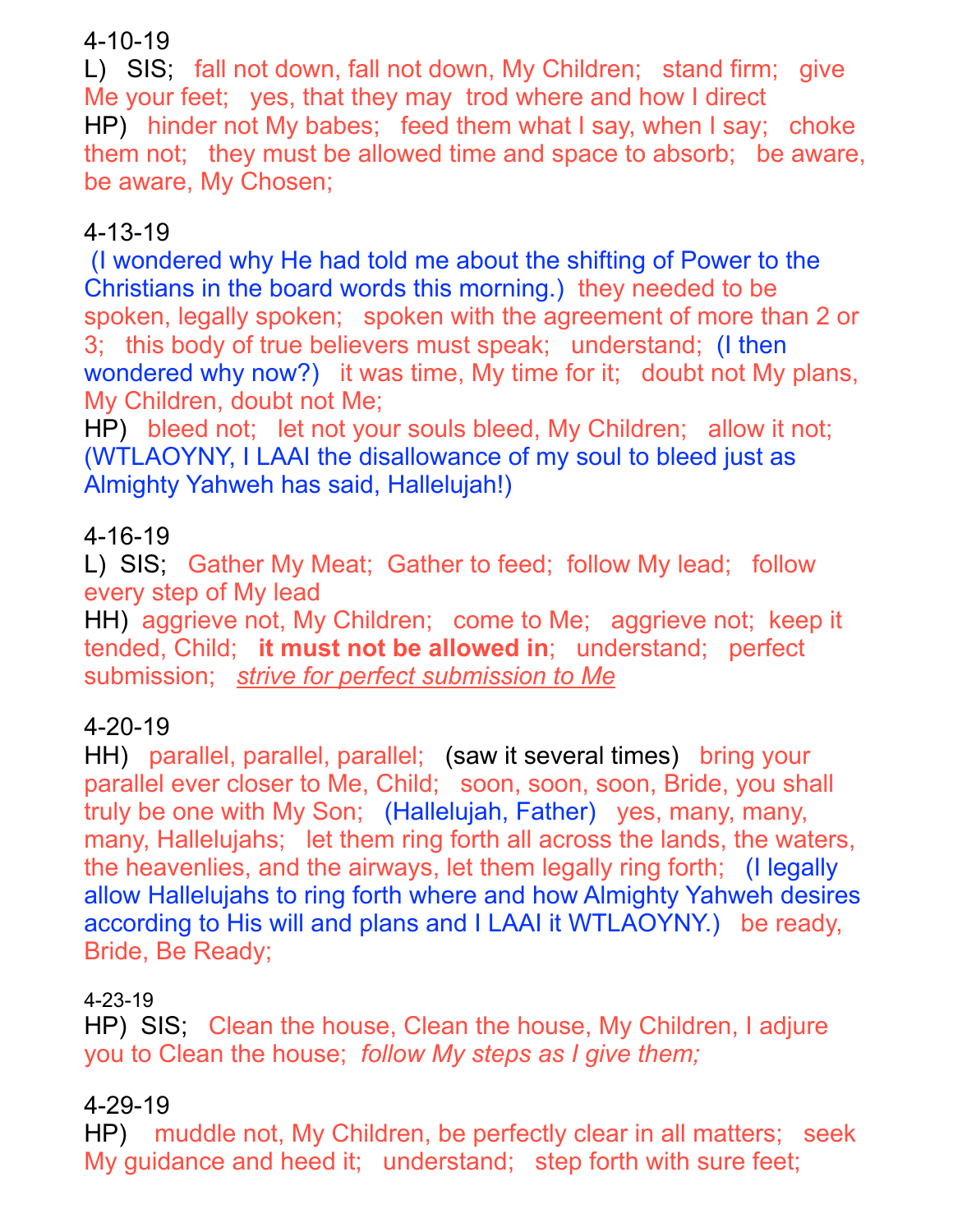4-10-19

L) SIS; fall not down, fall not down, My Children; stand firm; give Me your feet; yes, that they may trod where and how I direct
HP) hinder not My babes; feed them what I say, when I say; choke them not; they must be allowed time and space to absorb; be aware, be aware, My Chosen;

4-13-19

(I wondered why He had told me about the shifting of Power to the Christians in the board words this morning.) they needed to be spoken, legally spoken; spoken with the agreement of more than 2 or 3; this body of true believers must speak; understand; (I then wondered why now?) it was time, My time for it; doubt not My plans, My Children, doubt not Me;
HP) bleed not; let not your souls bleed, My Children; allow it not; (WTLAOYNY, I LAAI the disallowance of my soul to bleed just as Almighty Yahweh has said, Hallelujah!)

4-16-19

L) SIS; Gather My Meat; Gather to feed; follow My lead; follow every step of My lead
HH) aggrieve not, My Children; come to Me; aggrieve not; keep it tended, Child; **it must not be allowed in**; understand; perfect submission; *strive for perfect submission to Me*

4-20-19

HH) parallel, parallel, parallel; (saw it several times) bring your parallel ever closer to Me, Child; soon, soon, soon, Bride, you shall truly be one with My Son; (Hallelujah, Father) yes, many, many, many, Hallelujahs; let them ring forth all across the lands, the waters, the heavenlies, and the airways, let them legally ring forth; (I legally allow Hallelujahs to ring forth where and how Almighty Yahweh desires according to His will and plans and I LAAI it WTLAOYNY.) be ready, Bride, Be Ready;

4-23-19

HP) SIS; Clean the house, Clean the house, My Children, I adjure you to Clean the house; *follow My steps as I give them;*

4-29-19

HP) muddle not, My Children, be perfectly clear in all matters; seek My guidance and heed it; understand; step forth with sure feet;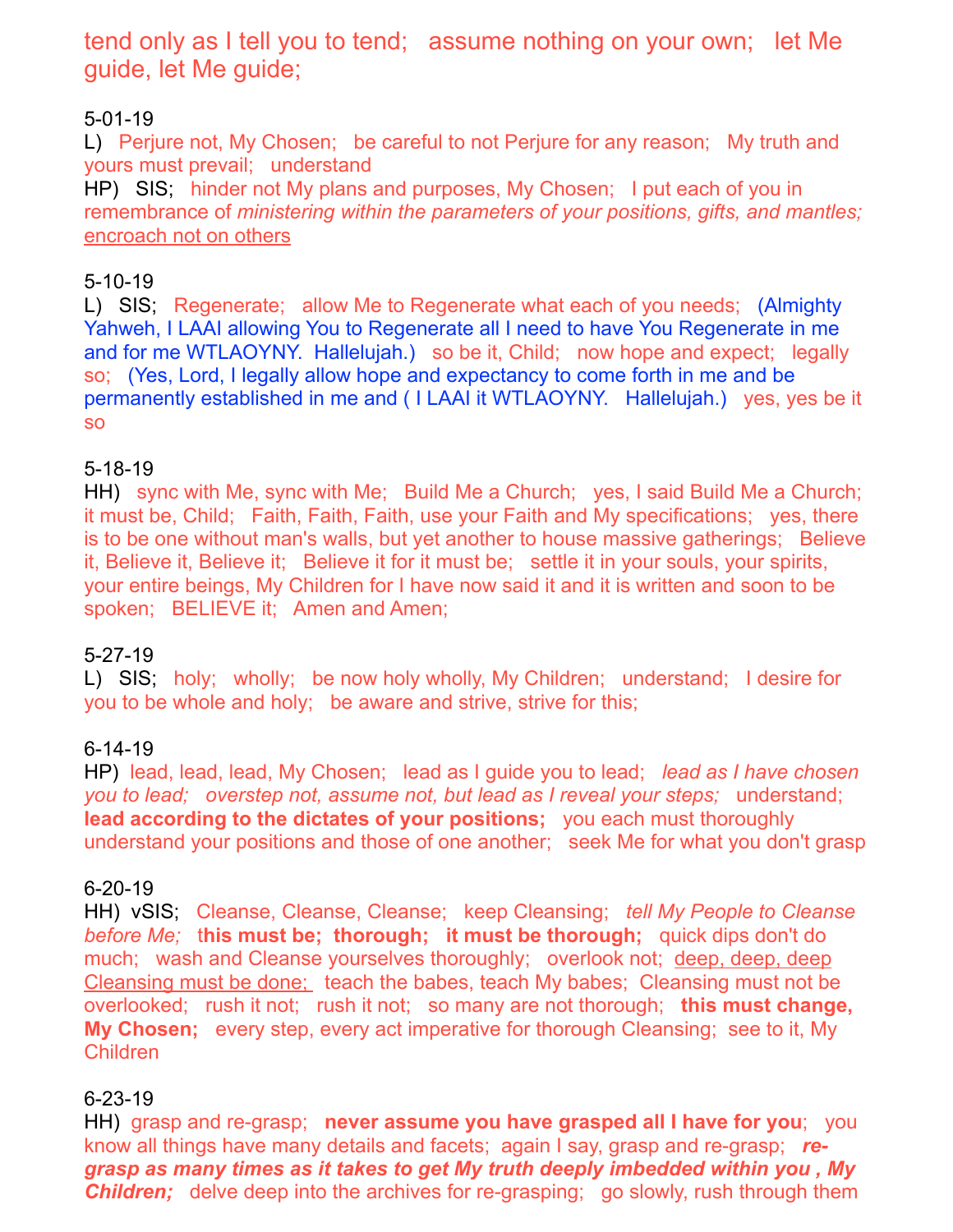tend only as I tell you to tend;   assume nothing on your own;   let Me guide, let Me guide;

5-01-19
L)   Perjure not, My Chosen;   be careful to not Perjure for any reason;   My truth and yours must prevail;   understand
HP)   SIS;   hinder not My plans and purposes, My Chosen;   I put each of you in remembrance of *ministering within the parameters of your positions, gifts, and mantles;* <u>encroach not on others</u>

5-10-19
L)   SIS;   Regenerate;   allow Me to Regenerate what each of you needs;   (Almighty Yahweh, I LAAI allowing You to Regenerate all I need to have You Regenerate in me and for me WTLAOYNY.   Hallelujah.)   so be it, Child;   now hope and expect;   legally so;   (Yes, Lord, I legally allow hope and expectancy to come forth in me and be permanently established in me and ( I LAAI it WTLAOYNY.   Hallelujah.)   yes, yes be it so

5-18-19
HH)   sync with Me, sync with Me;   Build Me a Church;   yes, I said Build Me a Church;   it must be, Child;   Faith, Faith, Faith, use your Faith and My specifications;   yes, there is to be one without man's walls, but yet another to house massive gatherings;   Believe it, Believe it, Believe it;   Believe it for it must be;   settle it in your souls, your spirits, your entire beings, My Children for I have now said it and it is written and soon to be spoken;   BELIEVE it;   Amen and Amen;

5-27-19
L)   SIS;   holy;   wholly;   be now holy wholly, My Children;   understand;   I desire for you to be whole and holy;   be aware and strive, strive for this;

6-14-19
HP)   lead, lead, lead, My Chosen;   lead as I guide you to lead;   *lead as I have chosen you to lead;   overstep not, assume not, but lead as I reveal your steps;*   understand;   **lead according to the dictates of your positions;**   you each must thoroughly understand your positions and those of one another;   seek Me for what you don't grasp

6-20-19
HH)   vSIS;   Cleanse, Cleanse, Cleanse;   keep Cleansing;   *tell My People to Cleanse before Me;*   t**his must be;   thorough;   it must be thorough;**   quick dips don't do much;   wash and Cleanse yourselves thoroughly;   overlook not;   <u>deep, deep, deep Cleansing must be done;</u>   teach the babes, teach My babes;   Cleansing must not be overlooked;   rush it not;   rush it not;   so many are not thorough;   **this must change, My Chosen;**   every step, every act imperative for thorough Cleansing;   see to it, My Children

6-23-19
HH)   grasp and re-grasp;   **never assume you have grasped all I have for you**;   you know all things have many details and facets;   again I say, grasp and re-grasp;   ***re-grasp as many times as it takes to get My truth deeply imbedded within you , My Children;***   delve deep into the archives for re-grasping;   go slowly, rush through them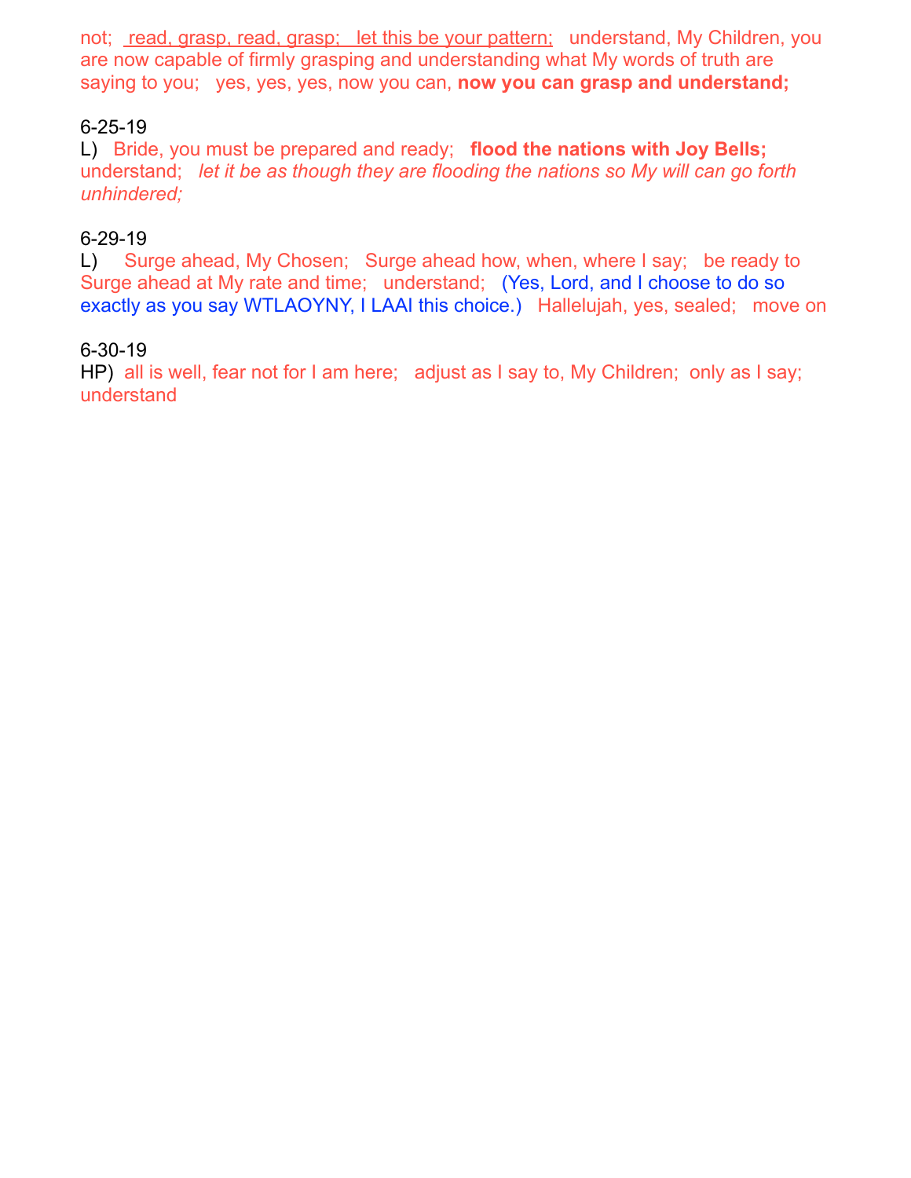not; <u>read, grasp, read, grasp; let this be your pattern;</u> understand, My Children, you are now capable of firmly grasping and understanding what My words of truth are saying to you; yes, yes, yes, now you can, **now you can grasp and understand;**

6-25-19

L) Bride, you must be prepared and ready; **flood the nations with Joy Bells;** understand; *let it be as though they are flooding the nations so My will can go forth unhindered;*

6-29-19

L) Surge ahead, My Chosen; Surge ahead how, when, where I say; be ready to Surge ahead at My rate and time; understand; (Yes, Lord, and I choose to do so exactly as you say WTLAOYNY, I LAAI this choice.) Hallelujah, yes, sealed; move on

6-30-19

HP) all is well, fear not for I am here; adjust as I say to, My Children; only as I say; understand